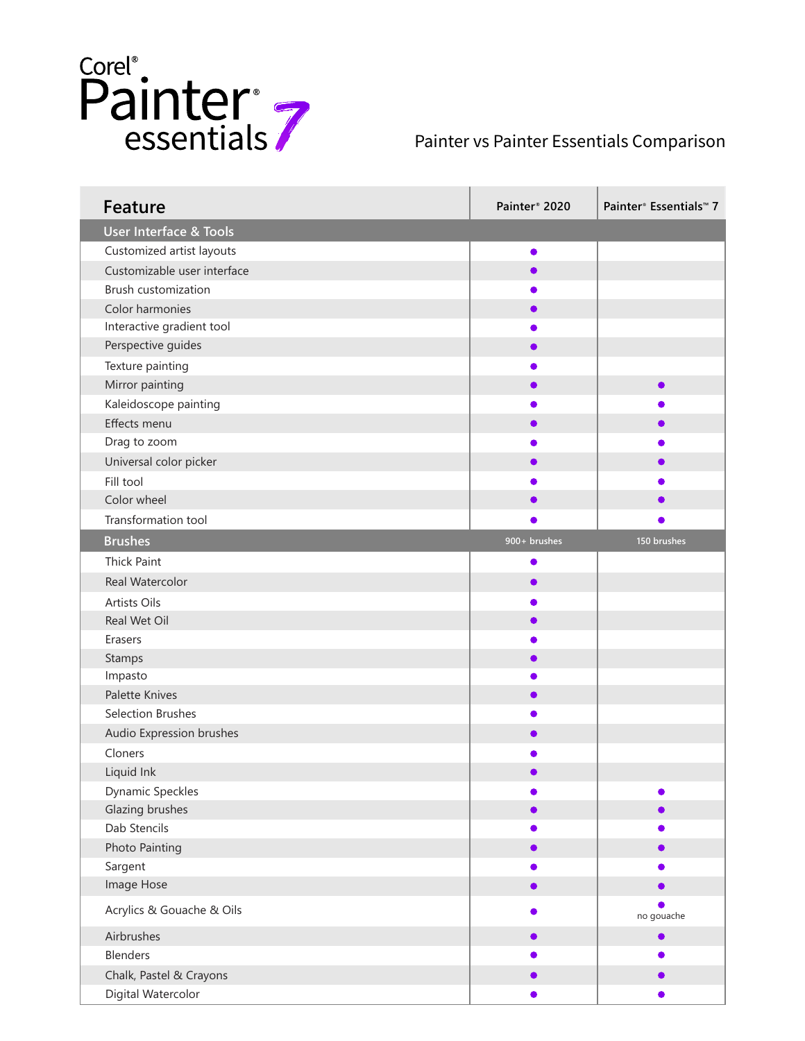Corel® Painter® essentials 7

Painter vs Painter Essentials Comparison

| Feature | Painter® 2020 | Painter® Essentials™ 7 |
|---|---|---|
| **User Interface & Tools** | | |
| Customized artist layouts | ● | |
| Customizable user interface | ● | |
| Brush customization | ● | |
| Color harmonies | ● | |
| Interactive gradient tool | ● | |
| Perspective guides | ● | |
| Texture painting | ● | |
| Mirror painting | ● | ● |
| Kaleidoscope painting | ● | ● |
| Effects menu | ● | ● |
| Drag to zoom | ● | ● |
| Universal color picker | ● | ● |
| Fill tool | ● | ● |
| Color wheel | ● | ● |
| Transformation tool | ● | ● |
| **Brushes** | 900+ brushes | 150 brushes |
| Thick Paint | ● | |
| Real Watercolor | ● | |
| Artists Oils | ● | |
| Real Wet Oil | ● | |
| Erasers | ● | |
| Stamps | ● | |
| Impasto | ● | |
| Palette Knives | ● | |
| Selection Brushes | ● | |
| Audio Expression brushes | ● | |
| Cloners | ● | |
| Liquid Ink | ● | |
| Dynamic Speckles | ● | ● |
| Glazing brushes | ● | ● |
| Dab Stencils | ● | ● |
| Photo Painting | ● | ● |
| Sargent | ● | ● |
| Image Hose | ● | ● |
| Acrylics & Gouache & Oils | ● | ● no gouache |
| Airbrushes | ● | ● |
| Blenders | ● | ● |
| Chalk, Pastel & Crayons | ● | ● |
| Digital Watercolor | ● | ● |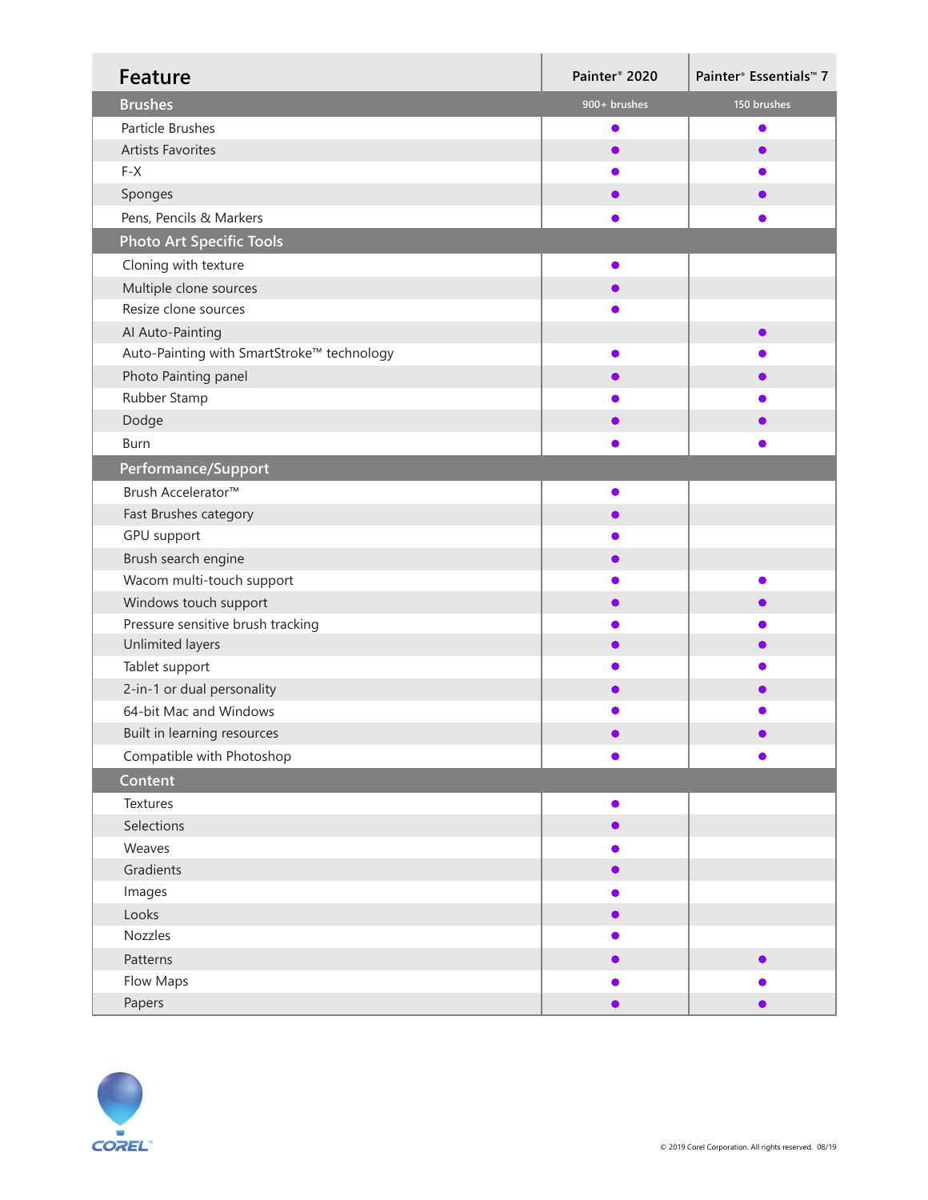| Feature | Painter® 2020 | Painter® Essentials™ 7 |
|---|---|---|
| **Brushes** | 900+ brushes | 150 brushes |
| Particle Brushes | ● | ● |
| Artists Favorites | ● | ● |
| F-X | ● | ● |
| Sponges | ● | ● |
| Pens, Pencils & Markers | ● | ● |
| **Photo Art Specific Tools** | | |
| Cloning with texture | ● | |
| Multiple clone sources | ● | |
| Resize clone sources | ● | |
| AI Auto-Painting | | ● |
| Auto-Painting with SmartStroke™ technology | ● | ● |
| Photo Painting panel | ● | ● |
| Rubber Stamp | ● | ● |
| Dodge | ● | ● |
| Burn | ● | ● |
| **Performance/Support** | | |
| Brush Accelerator™ | ● | |
| Fast Brushes category | ● | |
| GPU support | ● | |
| Brush search engine | ● | |
| Wacom multi-touch support | ● | ● |
| Windows touch support | ● | ● |
| Pressure sensitive brush tracking | ● | ● |
| Unlimited layers | ● | ● |
| Tablet support | ● | ● |
| 2-in-1 or dual personality | ● | ● |
| 64-bit Mac and Windows | ● | ● |
| Built in learning resources | ● | ● |
| Compatible with Photoshop | ● | ● |
| **Content** | | |
| Textures | ● | |
| Selections | ● | |
| Weaves | ● | |
| Gradients | ● | |
| Images | ● | |
| Looks | ● | |
| Nozzles | ● | |
| Patterns | ● | ● |
| Flow Maps | ● | ● |
| Papers | ● | ● |

COREL™

© 2019 Corel Corporation. All rights reserved. 08/19